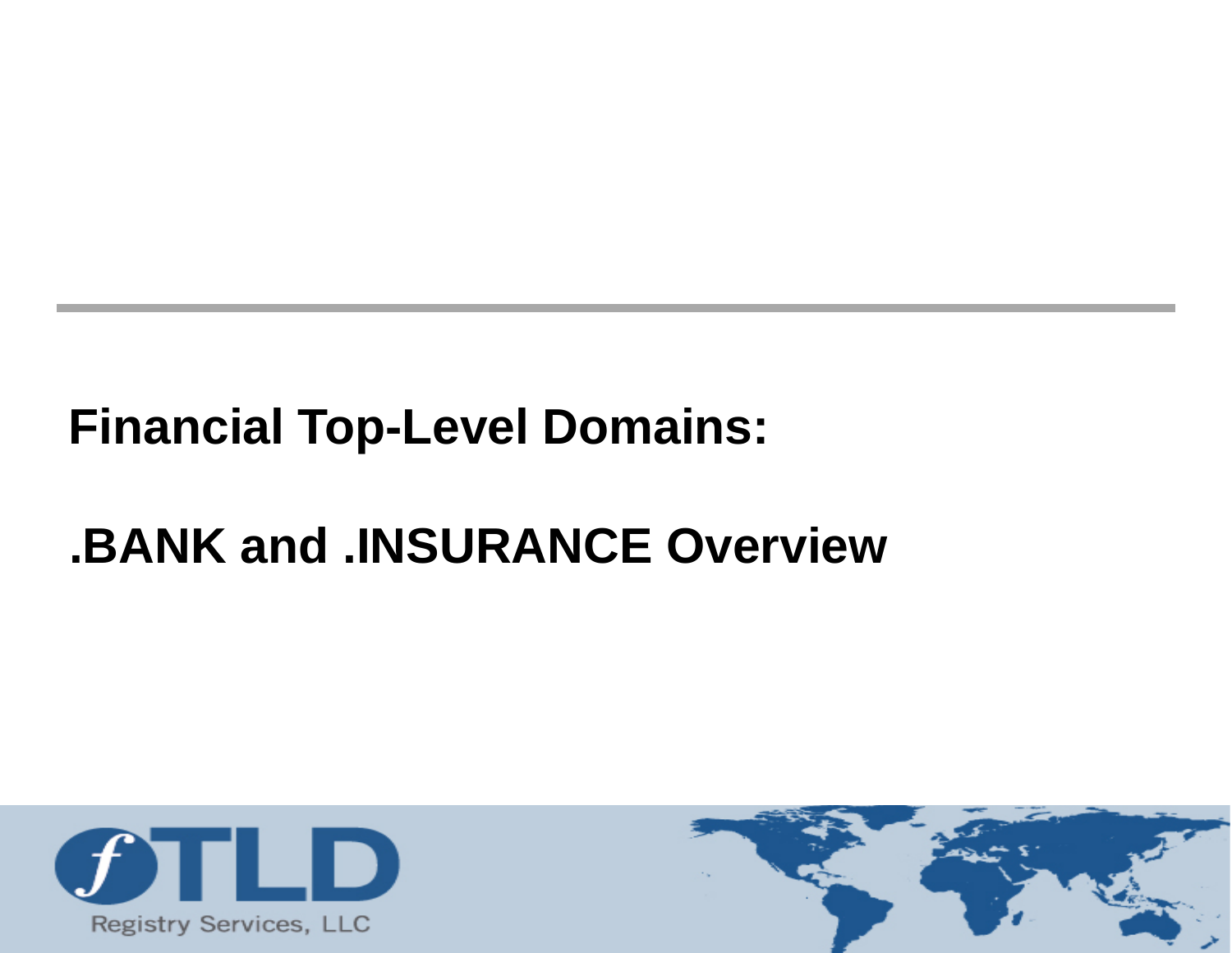# Financial Top-Level Domains:

# .BANK and .INSURANCE Overview

fTLD Registry Services, LLC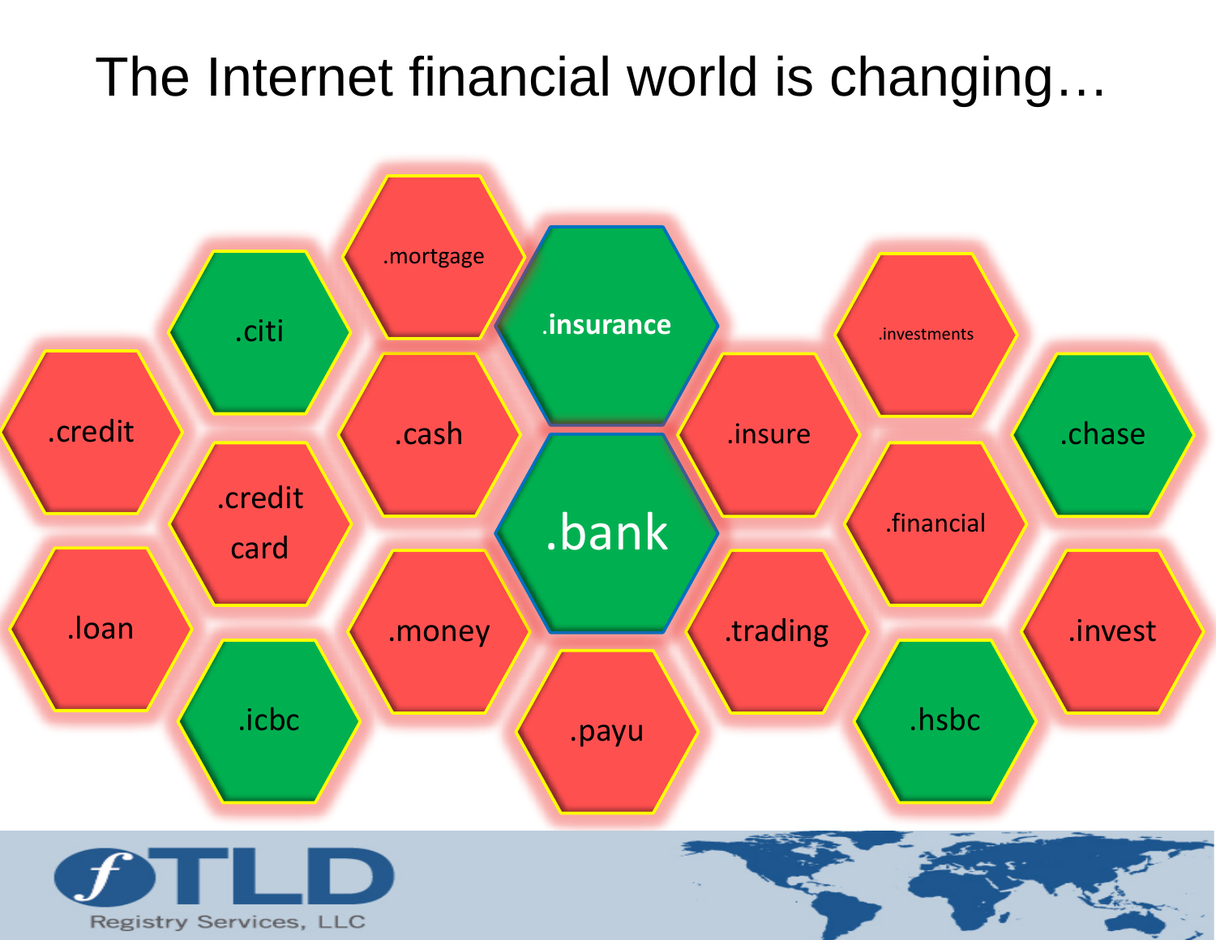# The Internet financial world is changing…

- .mortgage
- .citi
- .insurance
- .investments
- .credit
- .cash
- .insure
- .chase
- .credit card
- .bank
- .financial
- .loan
- .money
- .trading
- .invest
- .icbc
- .payu
- .hsbc

fTLD Registry Services, LLC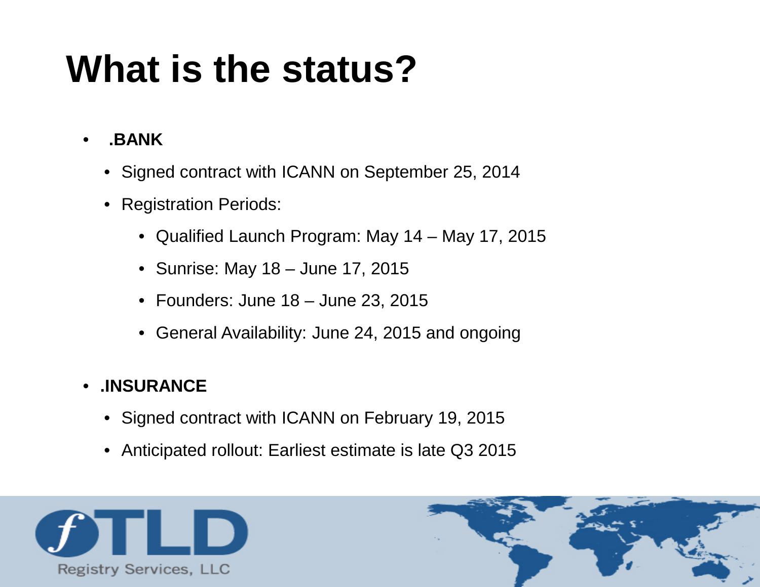# What is the status?

- **.BANK**
  - Signed contract with ICANN on September 25, 2014
  - Registration Periods:
    - Qualified Launch Program: May 14 – May 17, 2015
    - Sunrise: May 18 – June 17, 2015
    - Founders: June 18 – June 23, 2015
    - General Availability: June 24, 2015 and ongoing

- **.INSURANCE**
  - Signed contract with ICANN on February 19, 2015
  - Anticipated rollout: Earliest estimate is late Q3 2015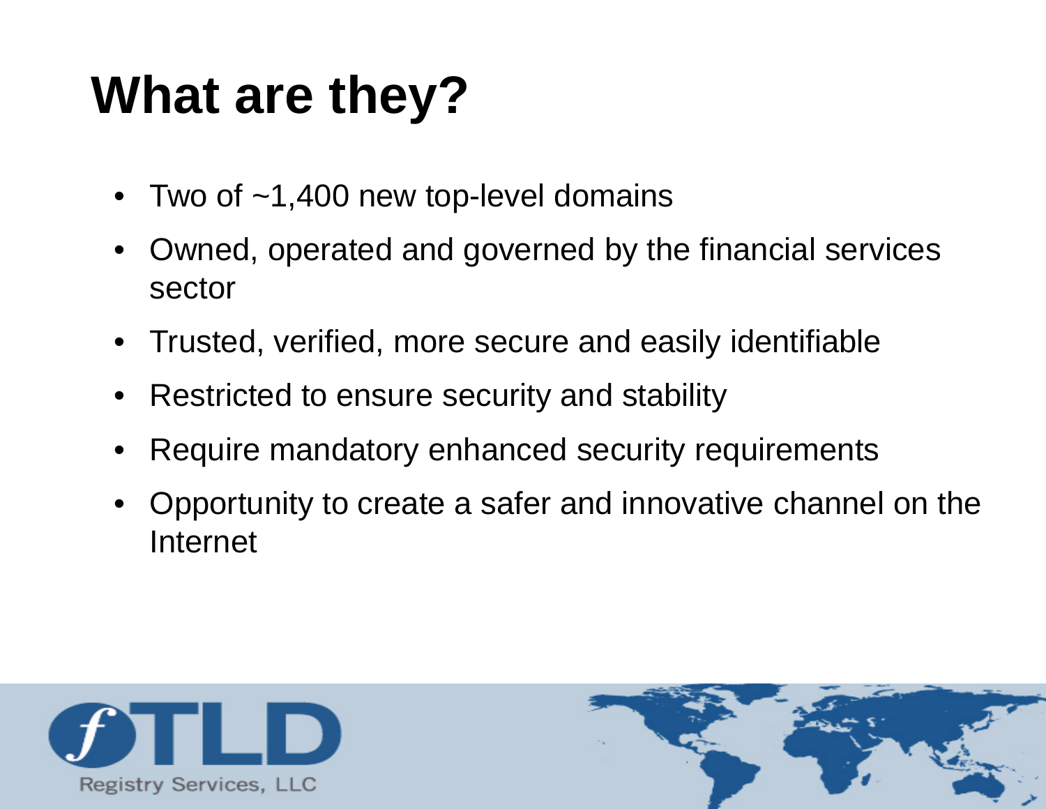# What are they?

- Two of ~1,400 new top-level domains
- Owned, operated and governed by the financial services sector
- Trusted, verified, more secure and easily identifiable
- Restricted to ensure security and stability
- Require mandatory enhanced security requirements
- Opportunity to create a safer and innovative channel on the Internet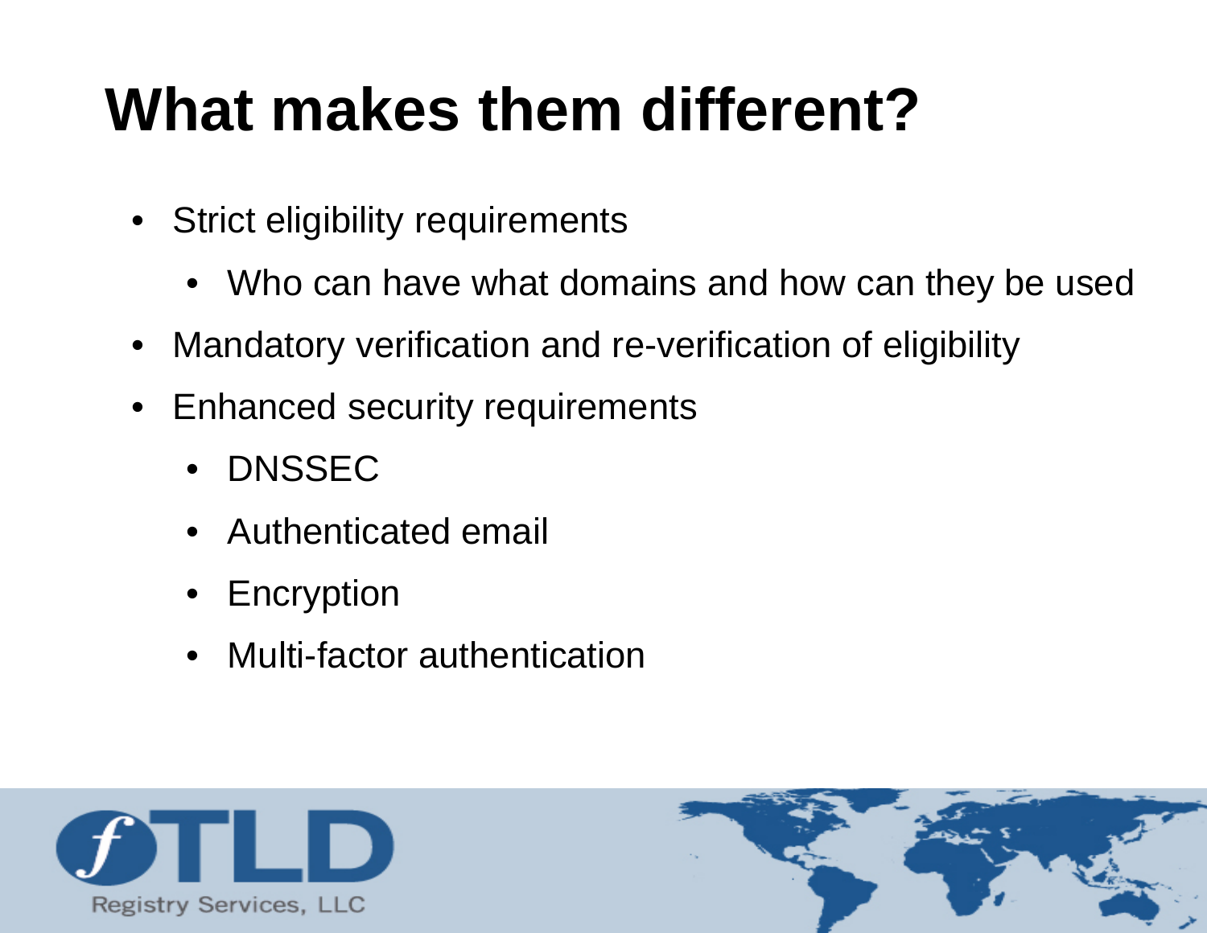# What makes them different?

- Strict eligibility requirements
  - Who can have what domains and how can they be used
- Mandatory verification and re-verification of eligibility
- Enhanced security requirements
  - DNSSEC
  - Authenticated email
  - Encryption
  - Multi-factor authentication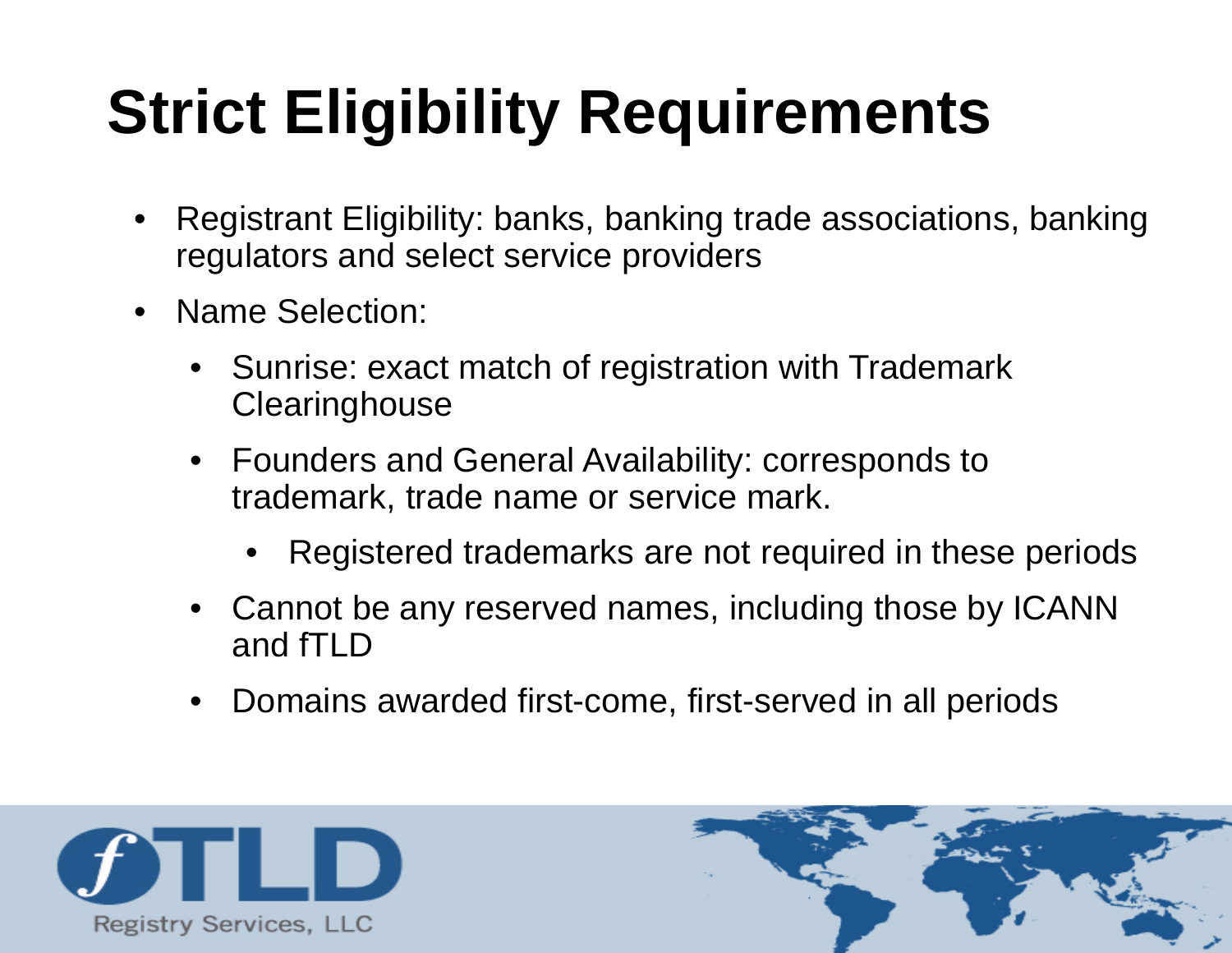# Strict Eligibility Requirements

- Registrant Eligibility: banks, banking trade associations, banking regulators and select service providers
- Name Selection:
  - Sunrise: exact match of registration with Trademark Clearinghouse
  - Founders and General Availability: corresponds to trademark, trade name or service mark.
    - Registered trademarks are not required in these periods
  - Cannot be any reserved names, including those by ICANN and fTLD
  - Domains awarded first-come, first-served in all periods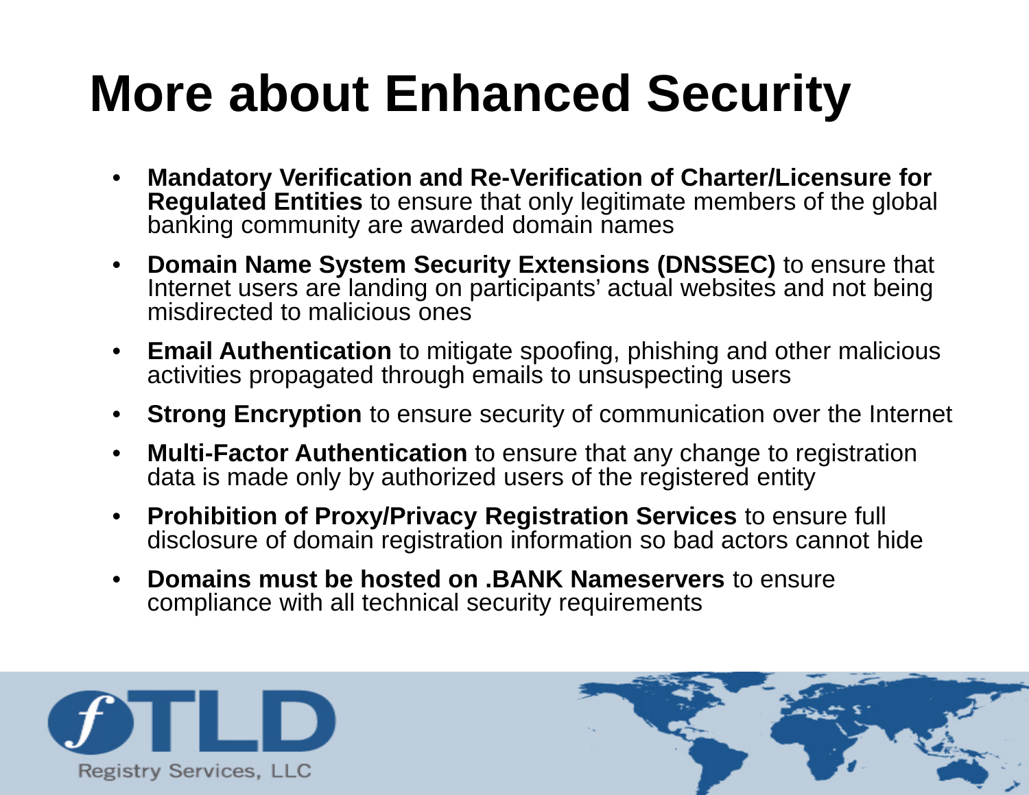# More about Enhanced Security

- **Mandatory Verification and Re-Verification of Charter/Licensure for Regulated Entities** to ensure that only legitimate members of the global banking community are awarded domain names
- **Domain Name System Security Extensions (DNSSEC)** to ensure that Internet users are landing on participants' actual websites and not being misdirected to malicious ones
- **Email Authentication** to mitigate spoofing, phishing and other malicious activities propagated through emails to unsuspecting users
- **Strong Encryption** to ensure security of communication over the Internet
- **Multi-Factor Authentication** to ensure that any change to registration data is made only by authorized users of the registered entity
- **Prohibition of Proxy/Privacy Registration Services** to ensure full disclosure of domain registration information so bad actors cannot hide
- **Domains must be hosted on .BANK Nameservers** to ensure compliance with all technical security requirements

fTLD Registry Services, LLC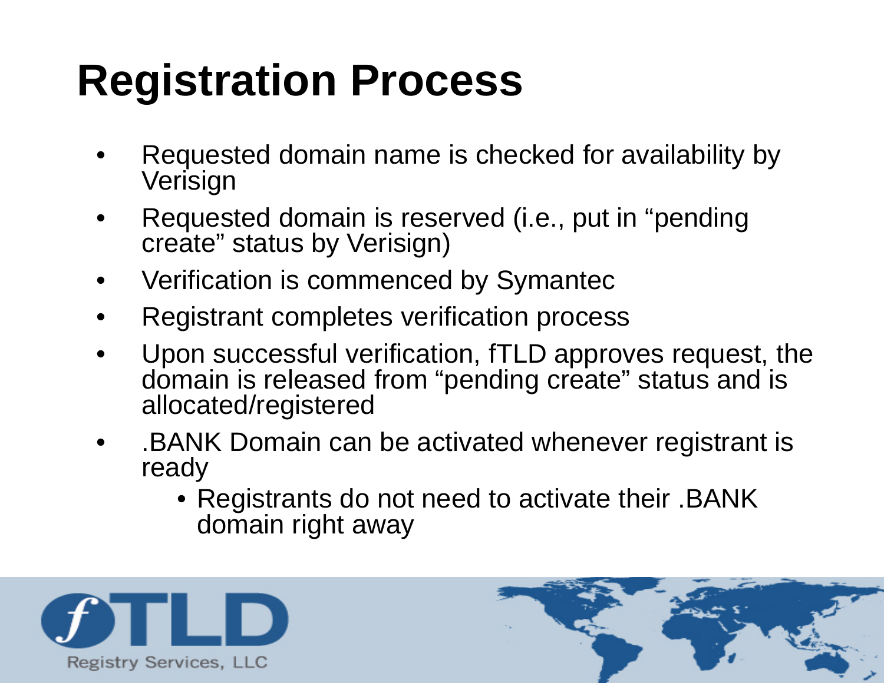# Registration Process

- Requested domain name is checked for availability by Verisign
- Requested domain is reserved (i.e., put in "pending create" status by Verisign)
- Verification is commenced by Symantec
- Registrant completes verification process
- Upon successful verification, fTLD approves request, the domain is released from "pending create" status and is allocated/registered
- .BANK Domain can be activated whenever registrant is ready
  - Registrants do not need to activate their .BANK domain right away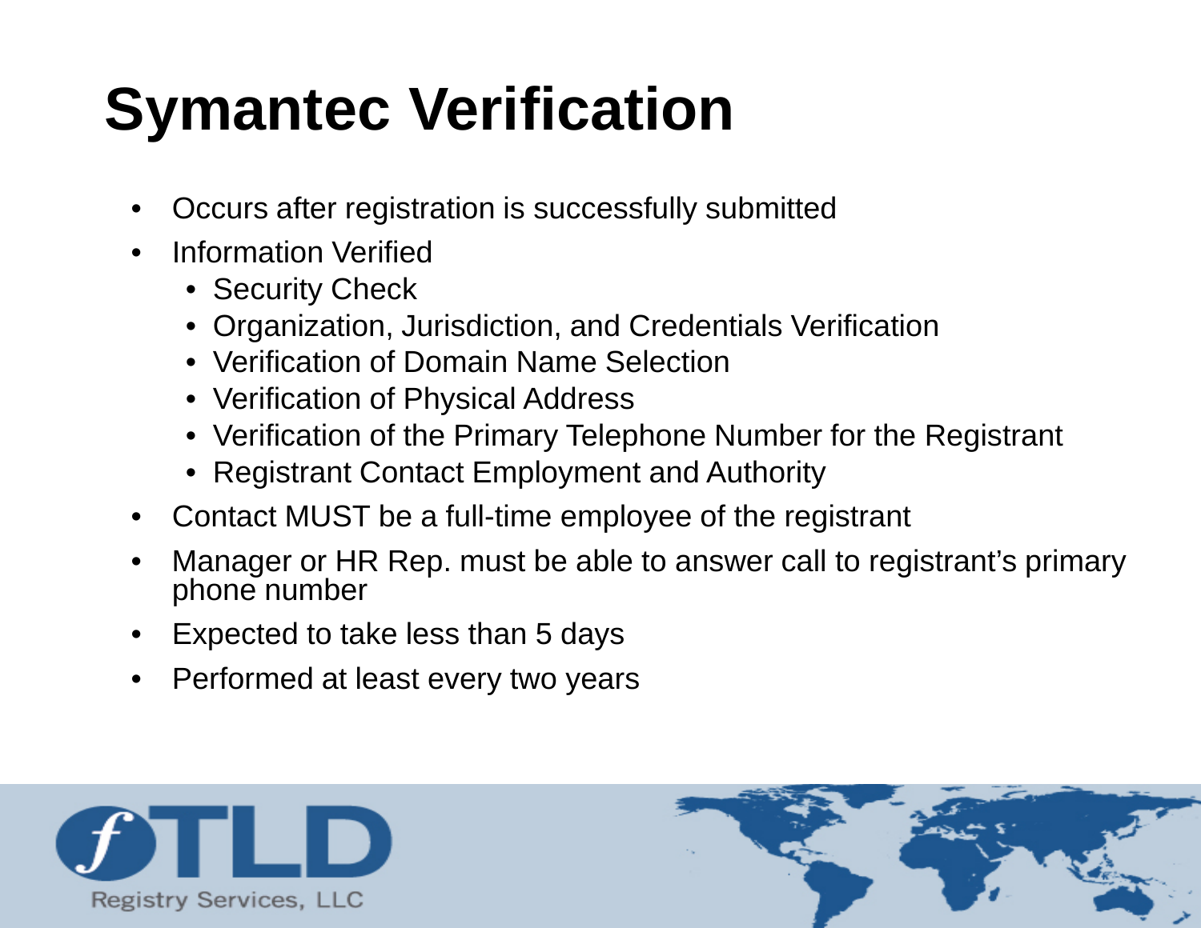# Symantec Verification

- Occurs after registration is successfully submitted
- Information Verified
  - Security Check
  - Organization, Jurisdiction, and Credentials Verification
  - Verification of Domain Name Selection
  - Verification of Physical Address
  - Verification of the Primary Telephone Number for the Registrant
  - Registrant Contact Employment and Authority
- Contact MUST be a full-time employee of the registrant
- Manager or HR Rep. must be able to answer call to registrant's primary phone number
- Expected to take less than 5 days
- Performed at least every two years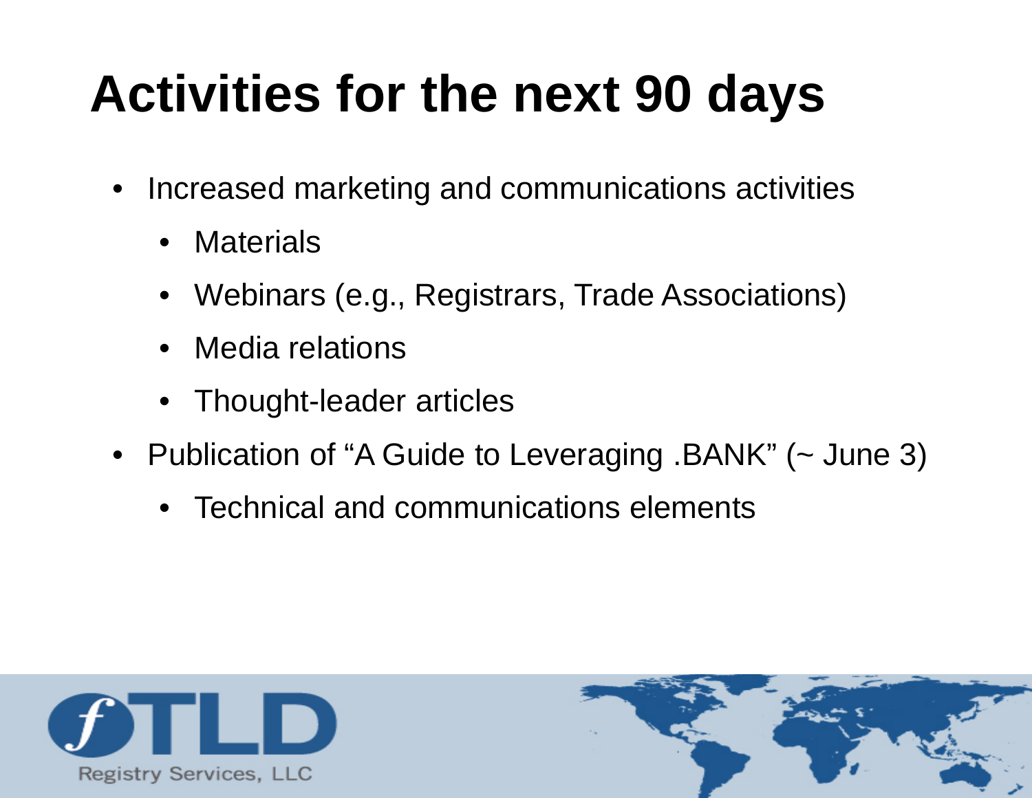# Activities for the next 90 days

- Increased marketing and communications activities
  - Materials
  - Webinars (e.g., Registrars, Trade Associations)
  - Media relations
  - Thought-leader articles
- Publication of "A Guide to Leveraging .BANK" (~ June 3)
  - Technical and communications elements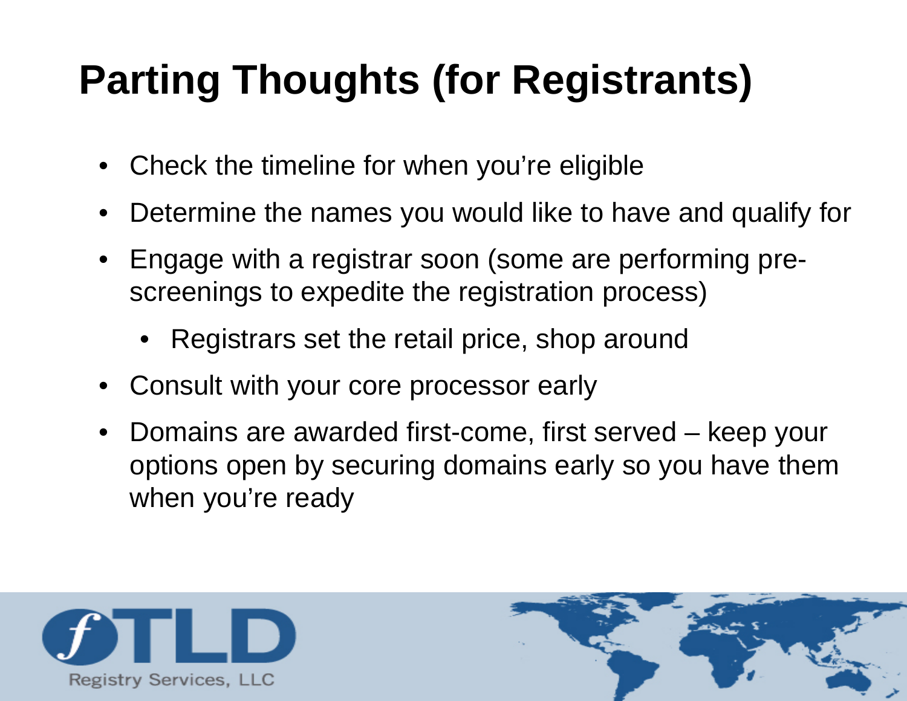# Parting Thoughts (for Registrants)

- Check the timeline for when you're eligible
- Determine the names you would like to have and qualify for
- Engage with a registrar soon (some are performing pre-screenings to expedite the registration process)
  - Registrars set the retail price, shop around
- Consult with your core processor early
- Domains are awarded first-come, first served – keep your options open by securing domains early so you have them when you're ready

fTLD Registry Services, LLC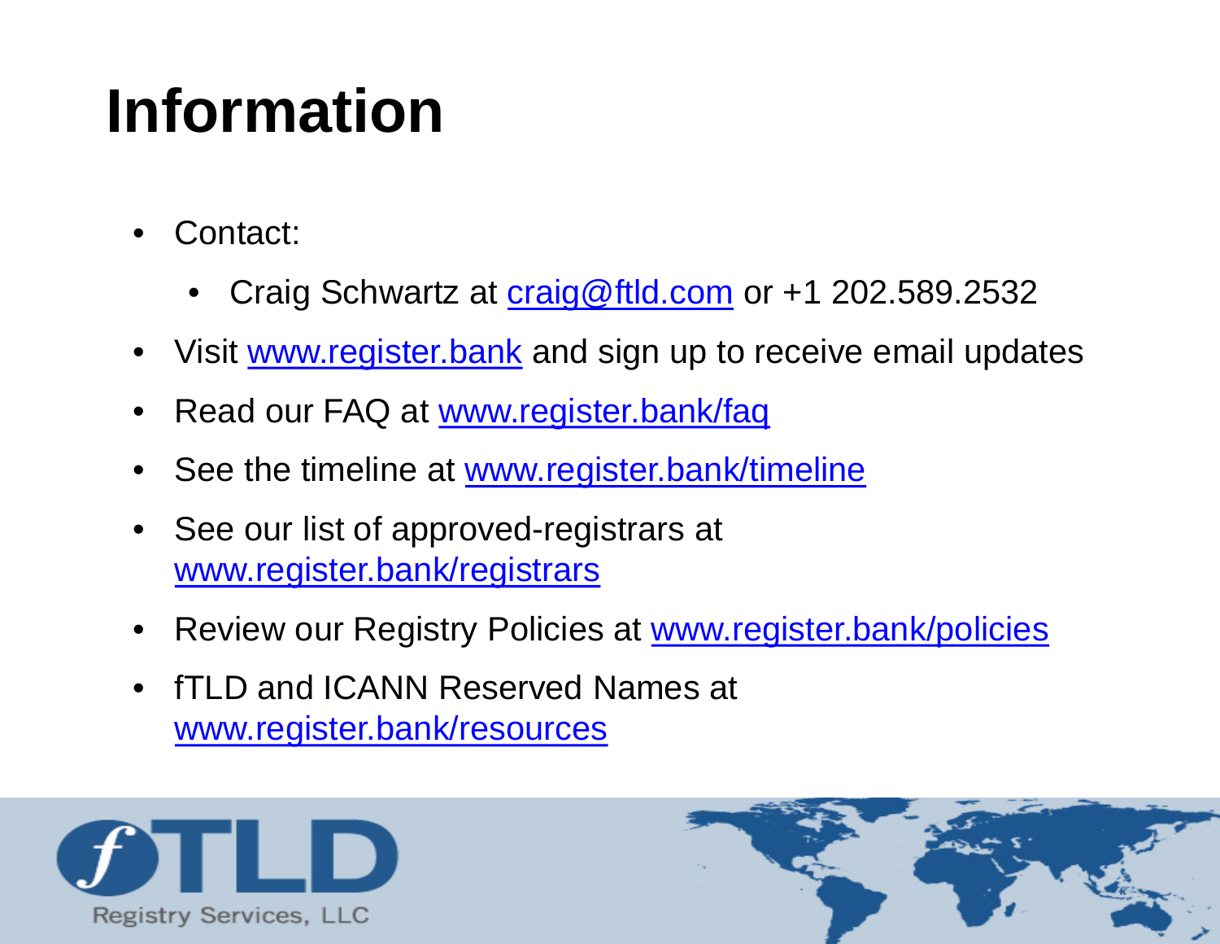# Information

- Contact:
  - Craig Schwartz at craig@ftld.com or +1 202.589.2532
- Visit www.register.bank and sign up to receive email updates
- Read our FAQ at www.register.bank/faq
- See the timeline at www.register.bank/timeline
- See our list of approved-registrars at www.register.bank/registrars
- Review our Registry Policies at www.register.bank/policies
- fTLD and ICANN Reserved Names at www.register.bank/resources

fTLD Registry Services, LLC